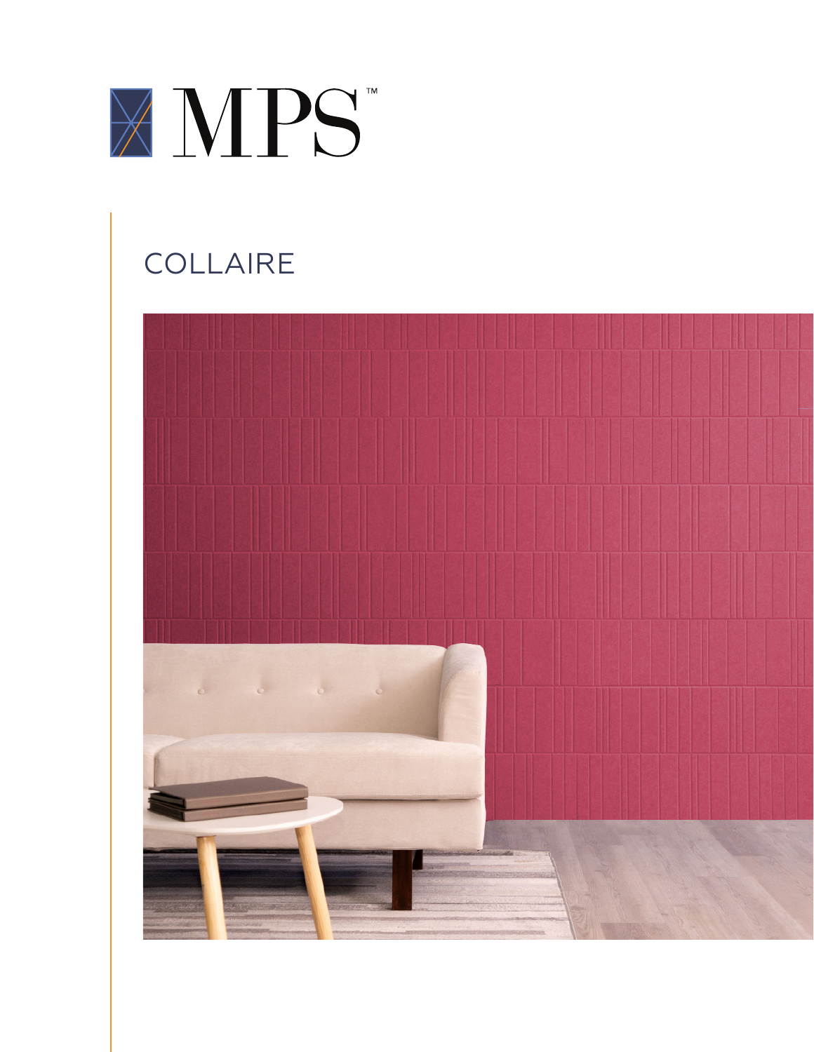MPS™

# COLLAIRE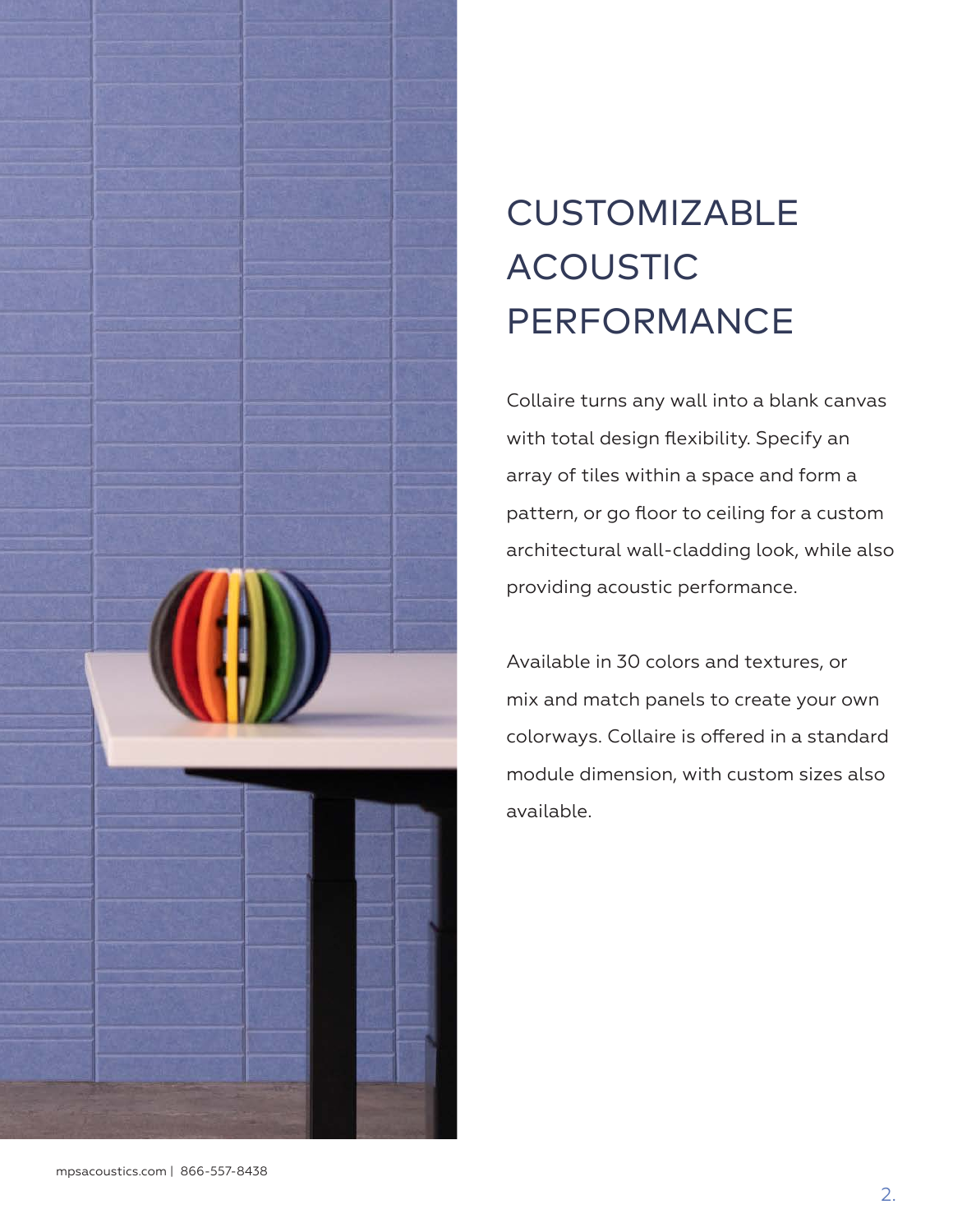# CUSTOMIZABLE ACOUSTIC PERFORMANCE

Collaire turns any wall into a blank canvas with total design flexibility. Specify an array of tiles within a space and form a pattern, or go floor to ceiling for a custom architectural wall-cladding look, while also providing acoustic performance.

Available in 30 colors and textures, or mix and match panels to create your own colorways. Collaire is offered in a standard module dimension, with custom sizes also available.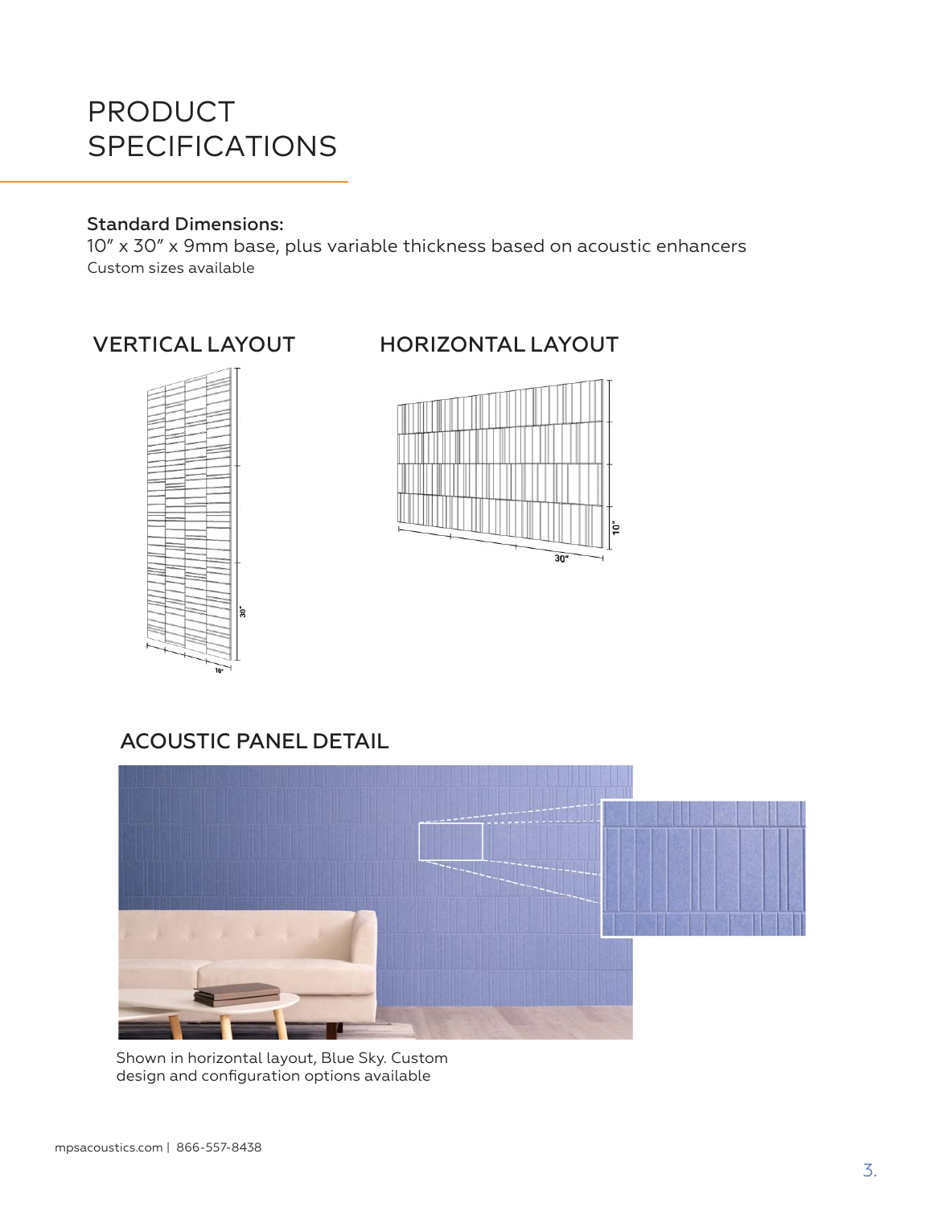# PRODUCT SPECIFICATIONS

**Standard Dimensions:**

10" x 30" x 9mm base, plus variable thickness based on acoustic enhancers

Custom sizes available

## VERTICAL LAYOUT

## HORIZONTAL LAYOUT

## ACOUSTIC PANEL DETAIL

Shown in horizontal layout, Blue Sky. Custom design and configuration options available

mpsacoustics.com | 866-557-8438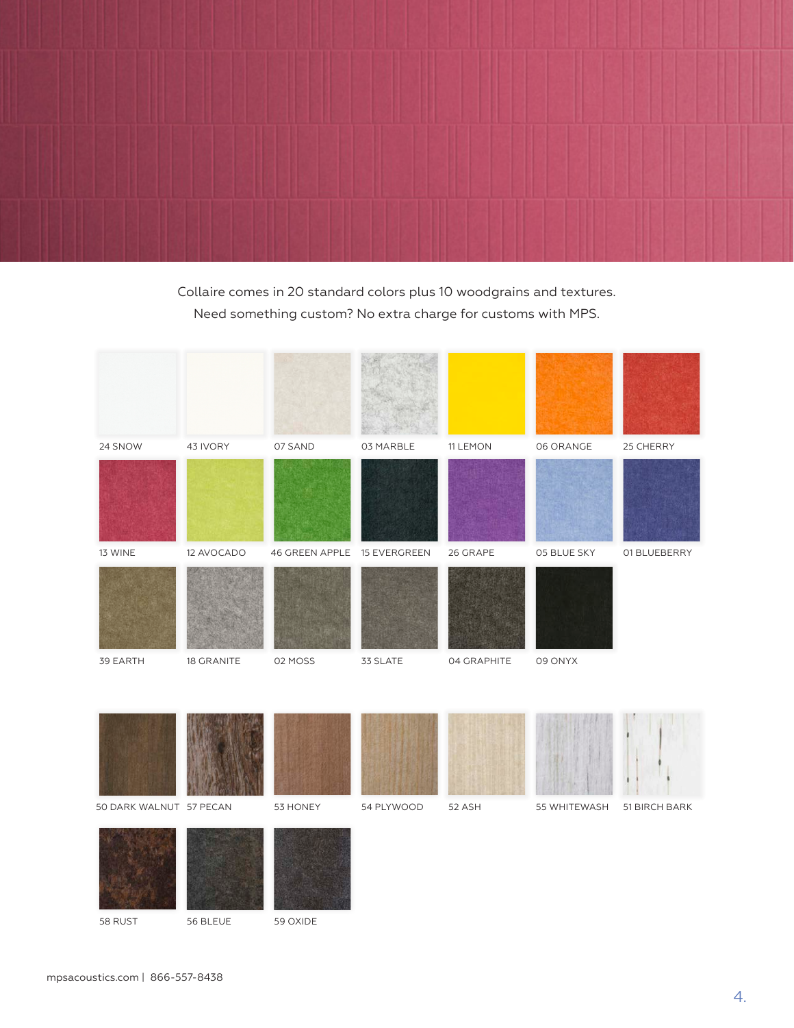Collaire comes in 20 standard colors plus 10 woodgrains and textures.
Need something custom? No extra charge for customs with MPS.

24 SNOW
43 IVORY
07 SAND
03 MARBLE
11 LEMON
06 ORANGE
25 CHERRY
13 WINE
12 AVOCADO
46 GREEN APPLE
15 EVERGREEN
26 GRAPE
05 BLUE SKY
01 BLUEBERRY
39 EARTH
18 GRANITE
02 MOSS
33 SLATE
04 GRAPHITE
09 ONYX

50 DARK WALNUT
57 PECAN
53 HONEY
54 PLYWOOD
52 ASH
55 WHITEWASH
51 BIRCH BARK
58 RUST
56 BLEUE
59 OXIDE

mpsacoustics.com | 866-557-8438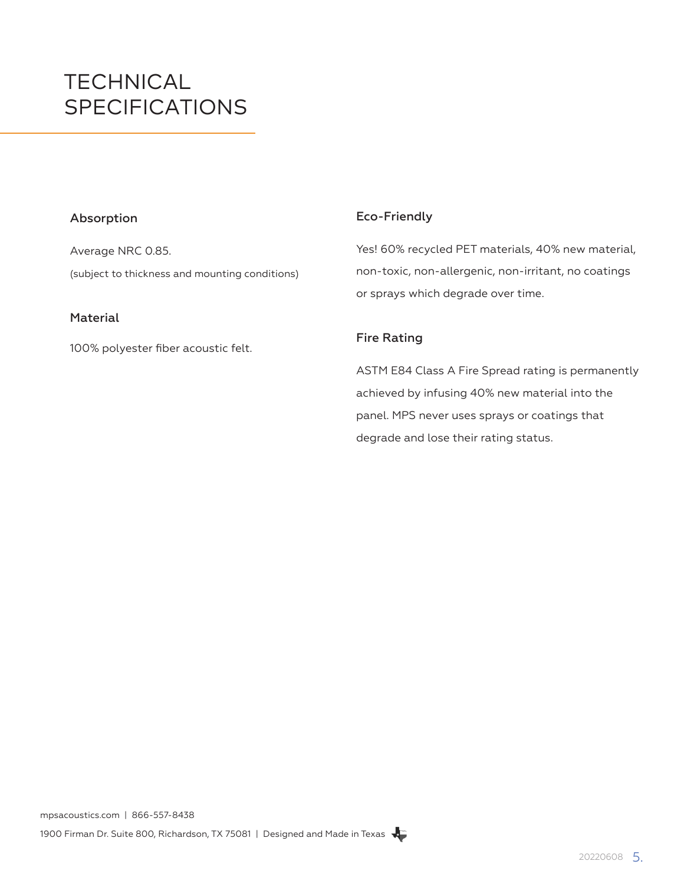# TECHNICAL SPECIFICATIONS

### Absorption

Average NRC 0.85.

(subject to thickness and mounting conditions)

### Material

100% polyester fiber acoustic felt.

### Eco-Friendly

Yes! 60% recycled PET materials, 40% new material, non-toxic, non-allergenic, non-irritant, no coatings or sprays which degrade over time.

### Fire Rating

ASTM E84 Class A Fire Spread rating is permanently achieved by infusing 40% new material into the panel. MPS never uses sprays or coatings that degrade and lose their rating status.